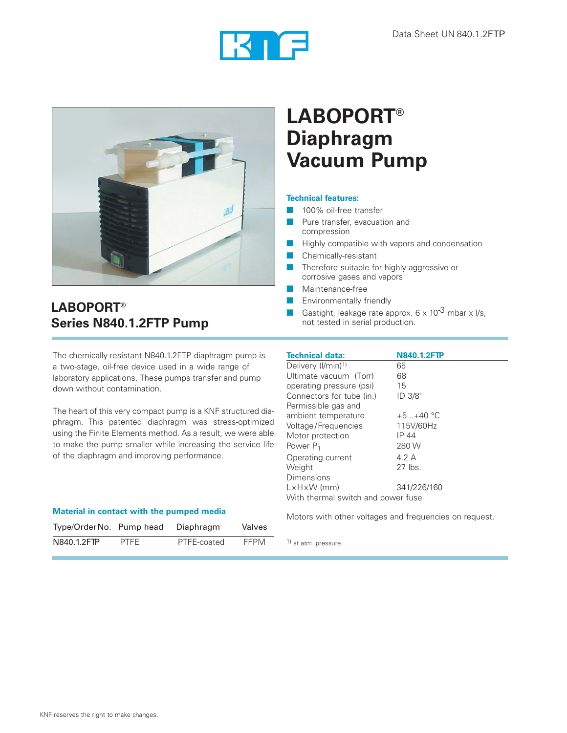Data Sheet UN 840.1.2FTP

# LABOPORT® Diaphragm Vacuum Pump

### Technical features:

- 100% oil-free transfer
- Pure transfer, evacuation and compression
- Highly compatible with vapors and condensation
- Chemically-resistant
- Therefore suitable for highly aggressive or corrosive gases and vapors
- Maintenance-free
- Environmentally friendly
- Gastight, leakage rate approx. 6 x $10^{-3}$ mbar x l/s, not tested in serial production.

## LABOPORT® Series N840.1.2FTP Pump

The chemically-resistant N840.1.2FTP diaphragm pump is a two-stage, oil-free device used in a wide range of laboratory applications. These pumps transfer and pump down without contamination.

The heart of this very compact pump is a KNF structured diaphragm. This patented diaphragm was stress-optimized using the Finite Elements method. As a result, we were able to make the pump smaller while increasing the service life of the diaphragm and improving performance.

| Technical data: | N840.1.2FTP |
|---|---|
| Delivery (l/min)[1] | 65 |
| Ultimate vacuum (Torr) | 68 |
| operating pressure (psi) | 15 |
| Connectors for tube (in.) | ID 3/8" |
| Permissible gas and ambient temperature | +5...+40 °C |
| Voltage/Frequencies | 115V/60Hz |
| Motor protection | IP 44 |
| Power $P_1$ | 280 W |
| Operating current | 4.2 A |
| Weight | 27 lbs. |
| Dimensions L x H x W (mm) | 341/226/160 |

With thermal switch and power fuse

Motors with other voltages and frequencies on request.

[1] at atm. pressure

### Material in contact with the pumped media

| Type/Order No. | Pump head | Diaphragm | Valves |
|---|---|---|---|
| N840.1.2FTP | PTFE | PTFE-coated | FFPM |

KNF reserves the right to make changes.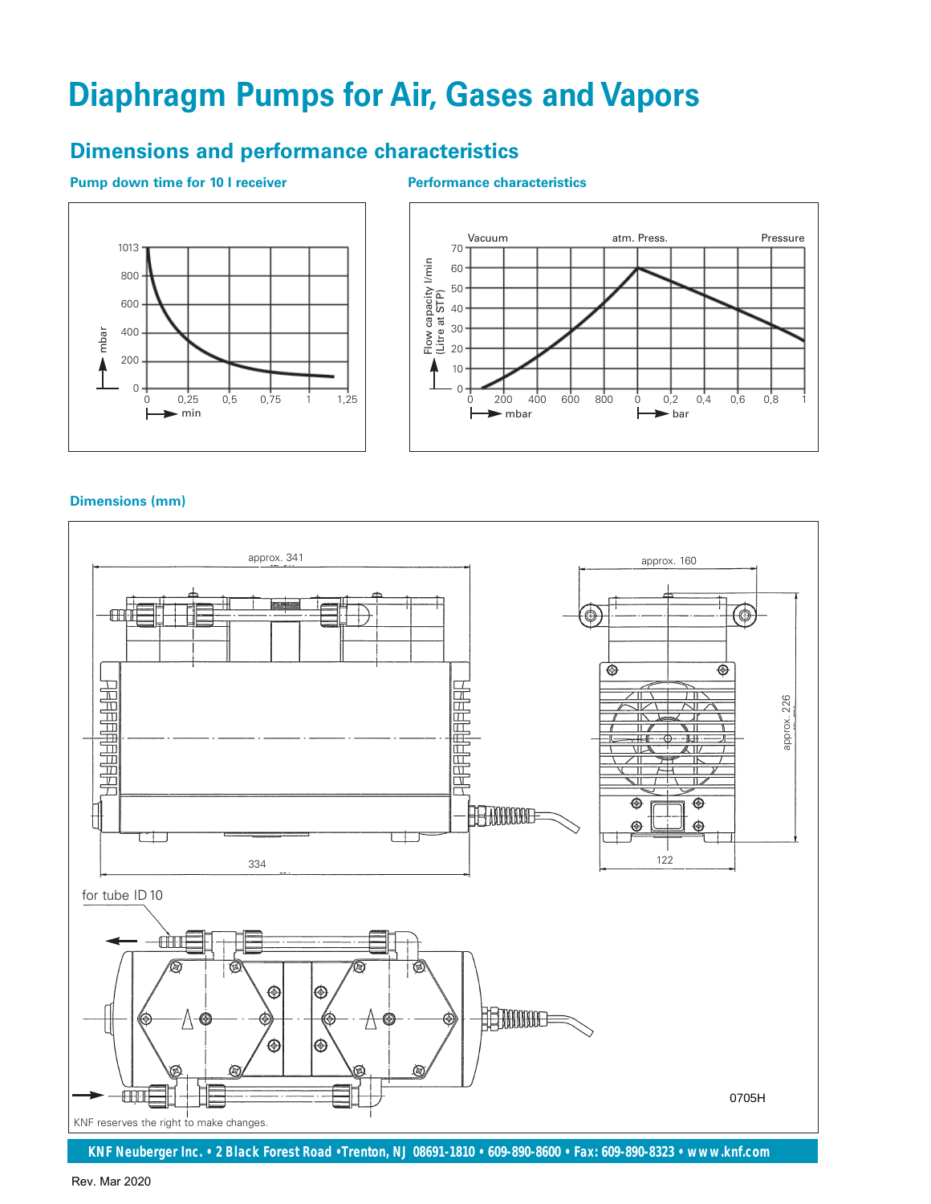# Diaphragm Pumps for Air, Gases and Vapors

## Dimensions and performance characteristics

### Pump down time for 10 l receiver

1013
800
600
400
200
0
mbar
0
0,25
0,5
0,75
1
1,25
min

### Performance characteristics

Vacuum
atm. Press.
Pressure
Flow capacity l/min (Litre at STP)
70
60
50
40
30
20
10
0
0
200
400
600
800
0
0,2
0,4
0,6
0,8
1
mbar
bar

### Dimensions (mm)

approx. 341
approx. 160
approx. 226
334
122
for tube ID 10
0705H

KNF reserves the right to make changes.

**KNF Neuberger Inc. • 2 Black Forest Road •Trenton, NJ 08691-1810 • 609-890-8600 • Fax: 609-890-8323 • www.knf.com**

Rev. Mar 2020